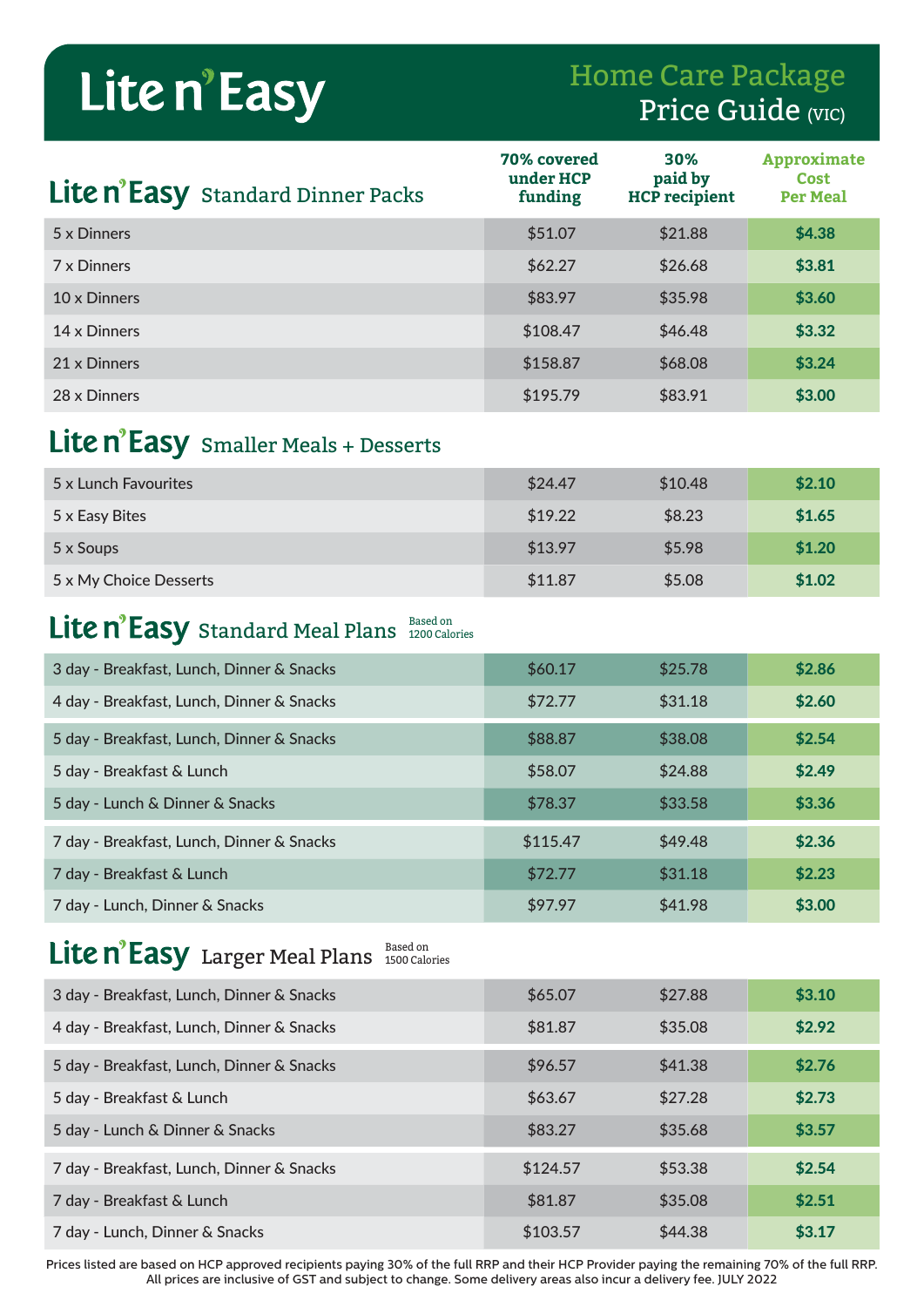# Lite n' Easy

## Home Care Package Price Guide (VIC)

## Lite n' Easy Standard Dinner Packs

| | 70% covered under HCP funding | 30% paid by HCP recipient | Approximate Cost Per Meal |
|---|---|---|---|
| 5 x Dinners | $51.07 | $21.88 | $4.38 |
| 7 x Dinners | $62.27 | $26.68 | $3.81 |
| 10 x Dinners | $83.97 | $35.98 | $3.60 |
| 14 x Dinners | $108.47 | $46.48 | $3.32 |
| 21 x Dinners | $158.87 | $68.08 | $3.24 |
| 28 x Dinners | $195.79 | $83.91 | $3.00 |

## Lite n' Easy Smaller Meals + Desserts

| | 70% covered under HCP funding | 30% paid by HCP recipient | Approximate Cost Per Meal |
|---|---|---|---|
| 5 x Lunch Favourites | $24.47 | $10.48 | $2.10 |
| 5 x Easy Bites | $19.22 | $8.23 | $1.65 |
| 5 x Soups | $13.97 | $5.98 | $1.20 |
| 5 x My Choice Desserts | $11.87 | $5.08 | $1.02 |

## Lite n' Easy Standard Meal Plans

Based on 1200 Calories

| | 70% covered under HCP funding | 30% paid by HCP recipient | Approximate Cost Per Meal |
|---|---|---|---|
| 3 day - Breakfast, Lunch, Dinner & Snacks | $60.17 | $25.78 | $2.86 |
| 4 day - Breakfast, Lunch, Dinner & Snacks | $72.77 | $31.18 | $2.60 |
| 5 day - Breakfast, Lunch, Dinner & Snacks | $88.87 | $38.08 | $2.54 |
| 5 day - Breakfast & Lunch | $58.07 | $24.88 | $2.49 |
| 5 day - Lunch & Dinner & Snacks | $78.37 | $33.58 | $3.36 |
| 7 day - Breakfast, Lunch, Dinner & Snacks | $115.47 | $49.48 | $2.36 |
| 7 day - Breakfast & Lunch | $72.77 | $31.18 | $2.23 |
| 7 day - Lunch, Dinner & Snacks | $97.97 | $41.98 | $3.00 |

## Lite n' Easy Larger Meal Plans

Based on 1500 Calories

| | 70% covered under HCP funding | 30% paid by HCP recipient | Approximate Cost Per Meal |
|---|---|---|---|
| 3 day - Breakfast, Lunch, Dinner & Snacks | $65.07 | $27.88 | $3.10 |
| 4 day - Breakfast, Lunch, Dinner & Snacks | $81.87 | $35.08 | $2.92 |
| 5 day - Breakfast, Lunch, Dinner & Snacks | $96.57 | $41.38 | $2.76 |
| 5 day - Breakfast & Lunch | $63.67 | $27.28 | $2.73 |
| 5 day - Lunch & Dinner & Snacks | $83.27 | $35.68 | $3.57 |
| 7 day - Breakfast, Lunch, Dinner & Snacks | $124.57 | $53.38 | $2.54 |
| 7 day - Breakfast & Lunch | $81.87 | $35.08 | $2.51 |
| 7 day - Lunch, Dinner & Snacks | $103.57 | $44.38 | $3.17 |

Prices listed are based on HCP approved recipients paying 30% of the full RRP and their HCP Provider paying the remaining 70% of the full RRP. All prices are inclusive of GST and subject to change. Some delivery areas also incur a delivery fee. JULY 2022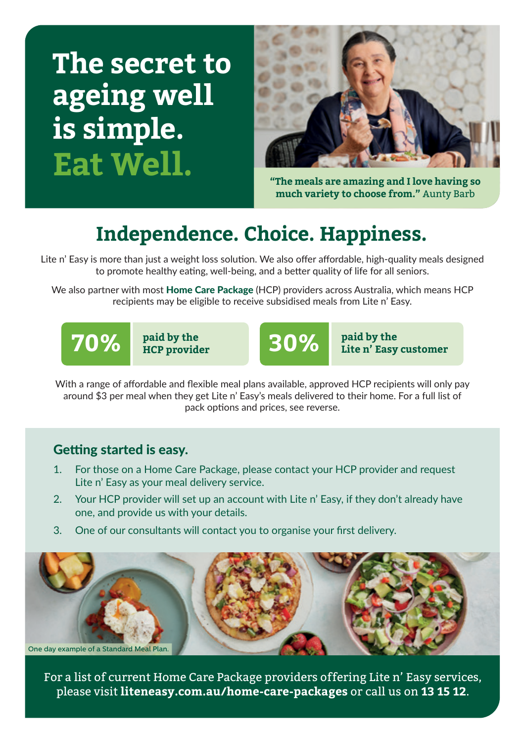# The secret to ageing well is simple. Eat Well.

**"The meals are amazing and I love having so much variety to choose from."** Aunty Barb

## Independence. Choice. Happiness.

Lite n' Easy is more than just a weight loss solution. We also offer affordable, high-quality meals designed to promote healthy eating, well-being, and a better quality of life for all seniors.

We also partner with most **Home Care Package** (HCP) providers across Australia, which means HCP recipients may be eligible to receive subsidised meals from Lite n' Easy.

**70%** paid by the HCP provider

**30%** paid by the Lite n' Easy customer

With a range of affordable and flexible meal plans available, approved HCP recipients will only pay around $3 per meal when they get Lite n' Easy's meals delivered to their home. For a full list of pack options and prices, see reverse.

### Getting started is easy.

1. For those on a Home Care Package, please contact your HCP provider and request Lite n' Easy as your meal delivery service.
2. Your HCP provider will set up an account with Lite n' Easy, if they don't already have one, and provide us with your details.
3. One of our consultants will contact you to organise your first delivery.

One day example of a Standard Meal Plan.

For a list of current Home Care Package providers offering Lite n' Easy services, please visit **liteneasy.com.au/home-care-packages** or call us on **13 15 12**.